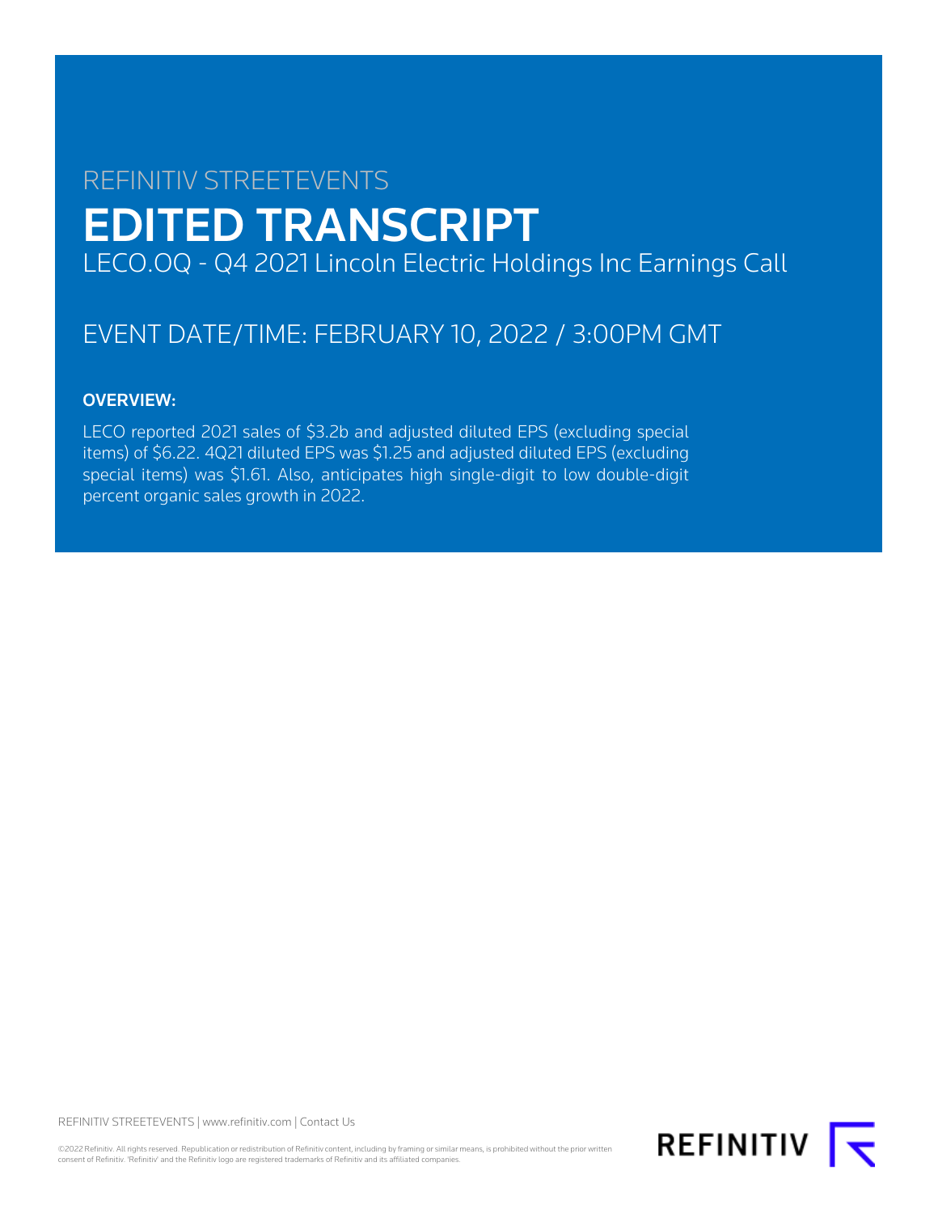REFINITIV STREETEVENTS

# EDITED TRANSCRIPT

LECO.OQ - Q4 2021 Lincoln Electric Holdings Inc Earnings Call

## EVENT DATE/TIME: FEBRUARY 10, 2022 / 3:00PM GMT

### OVERVIEW:

LECO reported 2021 sales of $3.2b and adjusted diluted EPS (excluding special items) of $6.22. 4Q21 diluted EPS was $1.25 and adjusted diluted EPS (excluding special items) was $1.61. Also, anticipates high single-digit to low double-digit percent organic sales growth in 2022.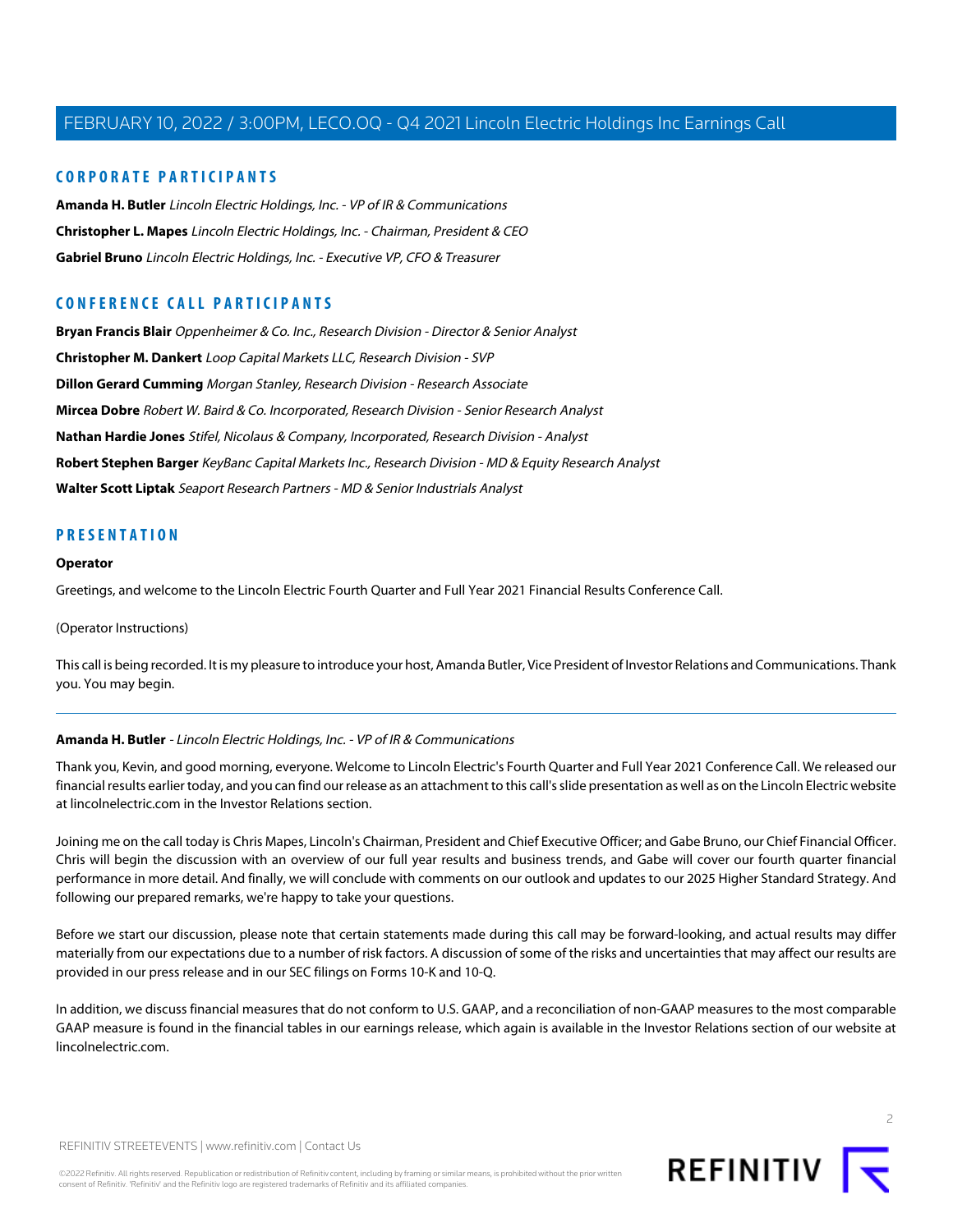## CORPORATE PARTICIPANTS

**Amanda H. Butler** *Lincoln Electric Holdings, Inc. - VP of IR & Communications*

**Christopher L. Mapes** *Lincoln Electric Holdings, Inc. - Chairman, President & CEO*

**Gabriel Bruno** *Lincoln Electric Holdings, Inc. - Executive VP, CFO & Treasurer*

## CONFERENCE CALL PARTICIPANTS

**Bryan Francis Blair** *Oppenheimer & Co. Inc., Research Division - Director & Senior Analyst*

**Christopher M. Dankert** *Loop Capital Markets LLC, Research Division - SVP*

**Dillon Gerard Cumming** *Morgan Stanley, Research Division - Research Associate*

**Mircea Dobre** *Robert W. Baird & Co. Incorporated, Research Division - Senior Research Analyst*

**Nathan Hardie Jones** *Stifel, Nicolaus & Company, Incorporated, Research Division - Analyst*

**Robert Stephen Barger** *KeyBanc Capital Markets Inc., Research Division - MD & Equity Research Analyst*

**Walter Scott Liptak** *Seaport Research Partners - MD & Senior Industrials Analyst*

## PRESENTATION

**Operator**

Greetings, and welcome to the Lincoln Electric Fourth Quarter and Full Year 2021 Financial Results Conference Call.

(Operator Instructions)

This call is being recorded. It is my pleasure to introduce your host, Amanda Butler, Vice President of Investor Relations and Communications. Thank you. You may begin.

---

**Amanda H. Butler** - *Lincoln Electric Holdings, Inc. - VP of IR & Communications*

Thank you, Kevin, and good morning, everyone. Welcome to Lincoln Electric's Fourth Quarter and Full Year 2021 Conference Call. We released our financial results earlier today, and you can find our release as an attachment to this call's slide presentation as well as on the Lincoln Electric website at lincolnelectric.com in the Investor Relations section.

Joining me on the call today is Chris Mapes, Lincoln's Chairman, President and Chief Executive Officer; and Gabe Bruno, our Chief Financial Officer. Chris will begin the discussion with an overview of our full year results and business trends, and Gabe will cover our fourth quarter financial performance in more detail. And finally, we will conclude with comments on our outlook and updates to our 2025 Higher Standard Strategy. And following our prepared remarks, we're happy to take your questions.

Before we start our discussion, please note that certain statements made during this call may be forward-looking, and actual results may differ materially from our expectations due to a number of risk factors. A discussion of some of the risks and uncertainties that may affect our results are provided in our press release and in our SEC filings on Forms 10-K and 10-Q.

In addition, we discuss financial measures that do not conform to U.S. GAAP, and a reconciliation of non-GAAP measures to the most comparable GAAP measure is found in the financial tables in our earnings release, which again is available in the Investor Relations section of our website at lincolnelectric.com.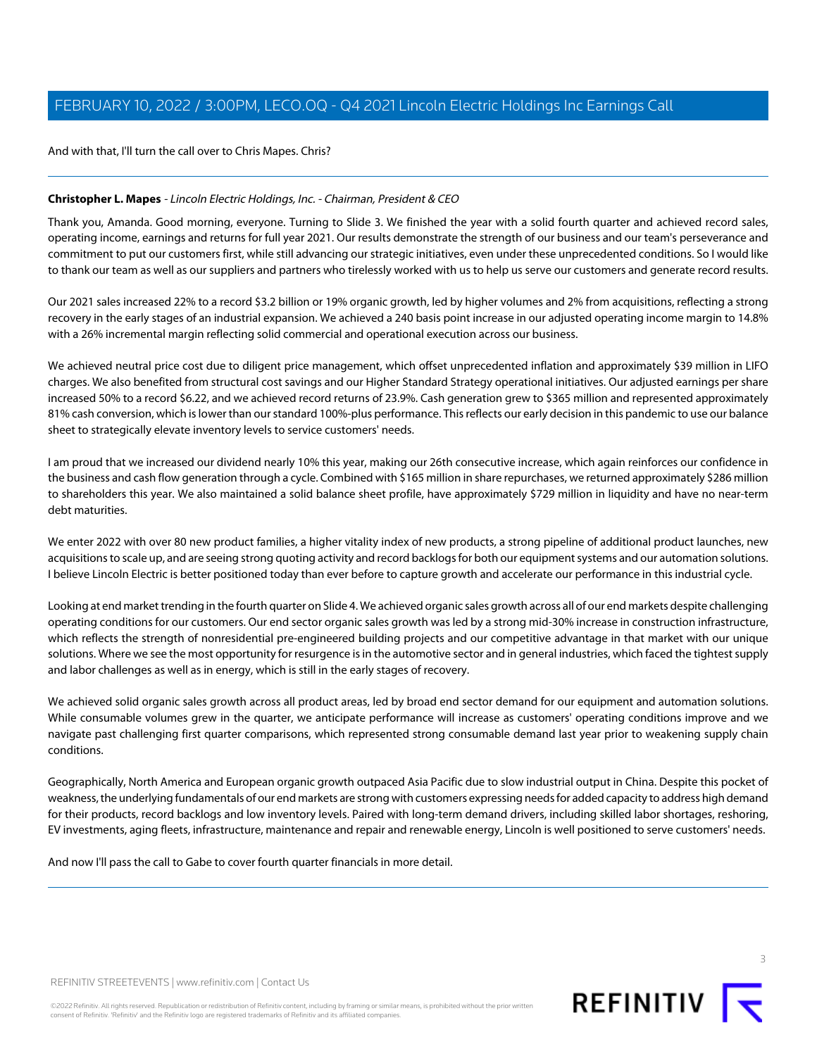And with that, I'll turn the call over to Chris Mapes. Chris?

**Christopher L. Mapes** - *Lincoln Electric Holdings, Inc. - Chairman, President & CEO*

Thank you, Amanda. Good morning, everyone. Turning to Slide 3. We finished the year with a solid fourth quarter and achieved record sales, operating income, earnings and returns for full year 2021. Our results demonstrate the strength of our business and our team's perseverance and commitment to put our customers first, while still advancing our strategic initiatives, even under these unprecedented conditions. So I would like to thank our team as well as our suppliers and partners who tirelessly worked with us to help us serve our customers and generate record results.

Our 2021 sales increased 22% to a record $3.2 billion or 19% organic growth, led by higher volumes and 2% from acquisitions, reflecting a strong recovery in the early stages of an industrial expansion. We achieved a 240 basis point increase in our adjusted operating income margin to 14.8% with a 26% incremental margin reflecting solid commercial and operational execution across our business.

We achieved neutral price cost due to diligent price management, which offset unprecedented inflation and approximately $39 million in LIFO charges. We also benefited from structural cost savings and our Higher Standard Strategy operational initiatives. Our adjusted earnings per share increased 50% to a record $6.22, and we achieved record returns of 23.9%. Cash generation grew to $365 million and represented approximately 81% cash conversion, which is lower than our standard 100%-plus performance. This reflects our early decision in this pandemic to use our balance sheet to strategically elevate inventory levels to service customers' needs.

I am proud that we increased our dividend nearly 10% this year, making our 26th consecutive increase, which again reinforces our confidence in the business and cash flow generation through a cycle. Combined with $165 million in share repurchases, we returned approximately $286 million to shareholders this year. We also maintained a solid balance sheet profile, have approximately $729 million in liquidity and have no near-term debt maturities.

We enter 2022 with over 80 new product families, a higher vitality index of new products, a strong pipeline of additional product launches, new acquisitions to scale up, and are seeing strong quoting activity and record backlogs for both our equipment systems and our automation solutions. I believe Lincoln Electric is better positioned today than ever before to capture growth and accelerate our performance in this industrial cycle.

Looking at end market trending in the fourth quarter on Slide 4. We achieved organic sales growth across all of our end markets despite challenging operating conditions for our customers. Our end sector organic sales growth was led by a strong mid-30% increase in construction infrastructure, which reflects the strength of nonresidential pre-engineered building projects and our competitive advantage in that market with our unique solutions. Where we see the most opportunity for resurgence is in the automotive sector and in general industries, which faced the tightest supply and labor challenges as well as in energy, which is still in the early stages of recovery.

We achieved solid organic sales growth across all product areas, led by broad end sector demand for our equipment and automation solutions. While consumable volumes grew in the quarter, we anticipate performance will increase as customers' operating conditions improve and we navigate past challenging first quarter comparisons, which represented strong consumable demand last year prior to weakening supply chain conditions.

Geographically, North America and European organic growth outpaced Asia Pacific due to slow industrial output in China. Despite this pocket of weakness, the underlying fundamentals of our end markets are strong with customers expressing needs for added capacity to address high demand for their products, record backlogs and low inventory levels. Paired with long-term demand drivers, including skilled labor shortages, reshoring, EV investments, aging fleets, infrastructure, maintenance and repair and renewable energy, Lincoln is well positioned to serve customers' needs.

And now I'll pass the call to Gabe to cover fourth quarter financials in more detail.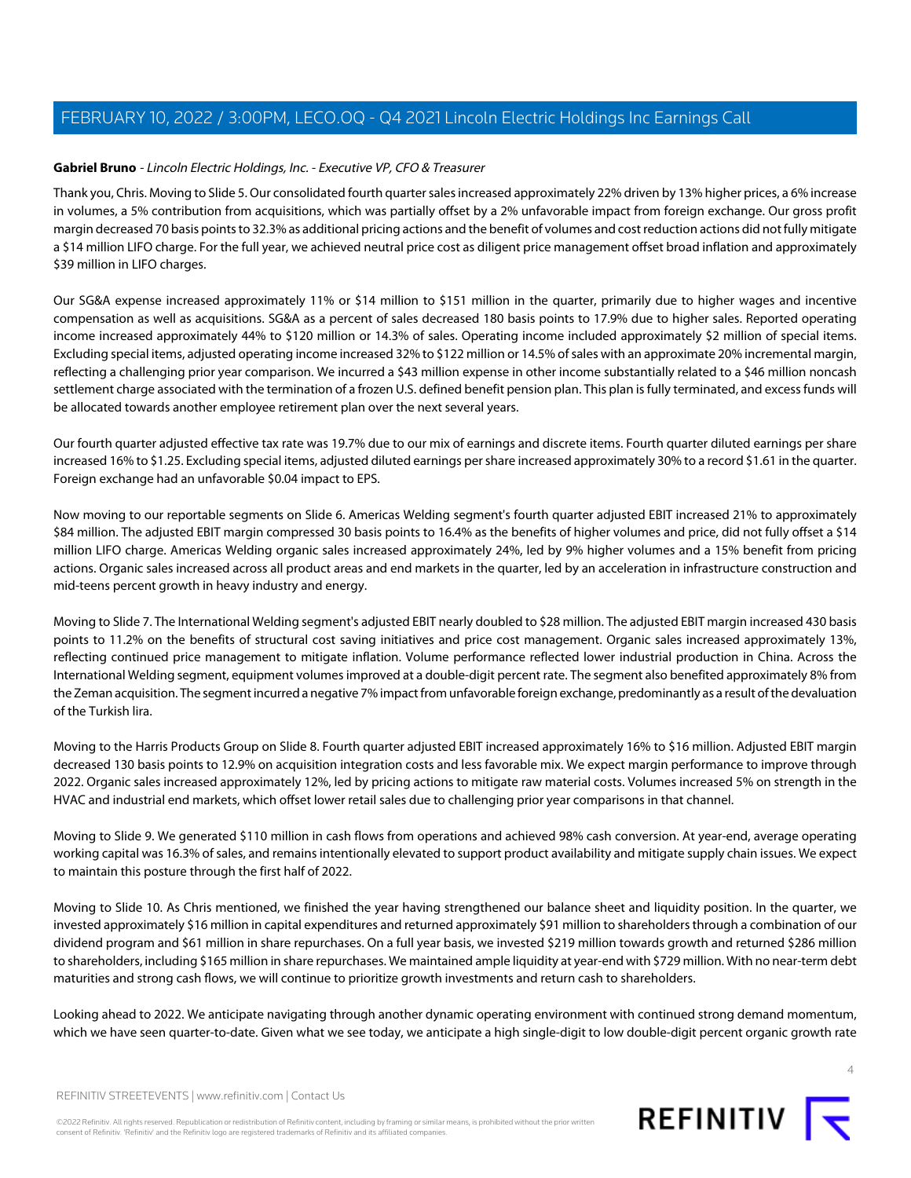**Gabriel Bruno** - *Lincoln Electric Holdings, Inc. - Executive VP, CFO & Treasurer*

Thank you, Chris. Moving to Slide 5. Our consolidated fourth quarter sales increased approximately 22% driven by 13% higher prices, a 6% increase in volumes, a 5% contribution from acquisitions, which was partially offset by a 2% unfavorable impact from foreign exchange. Our gross profit margin decreased 70 basis points to 32.3% as additional pricing actions and the benefit of volumes and cost reduction actions did not fully mitigate a $14 million LIFO charge. For the full year, we achieved neutral price cost as diligent price management offset broad inflation and approximately $39 million in LIFO charges.

Our SG&A expense increased approximately 11% or $14 million to $151 million in the quarter, primarily due to higher wages and incentive compensation as well as acquisitions. SG&A as a percent of sales decreased 180 basis points to 17.9% due to higher sales. Reported operating income increased approximately 44% to $120 million or 14.3% of sales. Operating income included approximately $2 million of special items. Excluding special items, adjusted operating income increased 32% to $122 million or 14.5% of sales with an approximate 20% incremental margin, reflecting a challenging prior year comparison. We incurred a $43 million expense in other income substantially related to a $46 million noncash settlement charge associated with the termination of a frozen U.S. defined benefit pension plan. This plan is fully terminated, and excess funds will be allocated towards another employee retirement plan over the next several years.

Our fourth quarter adjusted effective tax rate was 19.7% due to our mix of earnings and discrete items. Fourth quarter diluted earnings per share increased 16% to $1.25. Excluding special items, adjusted diluted earnings per share increased approximately 30% to a record $1.61 in the quarter. Foreign exchange had an unfavorable $0.04 impact to EPS.

Now moving to our reportable segments on Slide 6. Americas Welding segment's fourth quarter adjusted EBIT increased 21% to approximately $84 million. The adjusted EBIT margin compressed 30 basis points to 16.4% as the benefits of higher volumes and price, did not fully offset a $14 million LIFO charge. Americas Welding organic sales increased approximately 24%, led by 9% higher volumes and a 15% benefit from pricing actions. Organic sales increased across all product areas and end markets in the quarter, led by an acceleration in infrastructure construction and mid-teens percent growth in heavy industry and energy.

Moving to Slide 7. The International Welding segment's adjusted EBIT nearly doubled to $28 million. The adjusted EBIT margin increased 430 basis points to 11.2% on the benefits of structural cost saving initiatives and price cost management. Organic sales increased approximately 13%, reflecting continued price management to mitigate inflation. Volume performance reflected lower industrial production in China. Across the International Welding segment, equipment volumes improved at a double-digit percent rate. The segment also benefited approximately 8% from the Zeman acquisition. The segment incurred a negative 7% impact from unfavorable foreign exchange, predominantly as a result of the devaluation of the Turkish lira.

Moving to the Harris Products Group on Slide 8. Fourth quarter adjusted EBIT increased approximately 16% to $16 million. Adjusted EBIT margin decreased 130 basis points to 12.9% on acquisition integration costs and less favorable mix. We expect margin performance to improve through 2022. Organic sales increased approximately 12%, led by pricing actions to mitigate raw material costs. Volumes increased 5% on strength in the HVAC and industrial end markets, which offset lower retail sales due to challenging prior year comparisons in that channel.

Moving to Slide 9. We generated $110 million in cash flows from operations and achieved 98% cash conversion. At year-end, average operating working capital was 16.3% of sales, and remains intentionally elevated to support product availability and mitigate supply chain issues. We expect to maintain this posture through the first half of 2022.

Moving to Slide 10. As Chris mentioned, we finished the year having strengthened our balance sheet and liquidity position. In the quarter, we invested approximately $16 million in capital expenditures and returned approximately $91 million to shareholders through a combination of our dividend program and $61 million in share repurchases. On a full year basis, we invested $219 million towards growth and returned $286 million to shareholders, including $165 million in share repurchases. We maintained ample liquidity at year-end with $729 million. With no near-term debt maturities and strong cash flows, we will continue to prioritize growth investments and return cash to shareholders.

Looking ahead to 2022. We anticipate navigating through another dynamic operating environment with continued strong demand momentum, which we have seen quarter-to-date. Given what we see today, we anticipate a high single-digit to low double-digit percent organic growth rate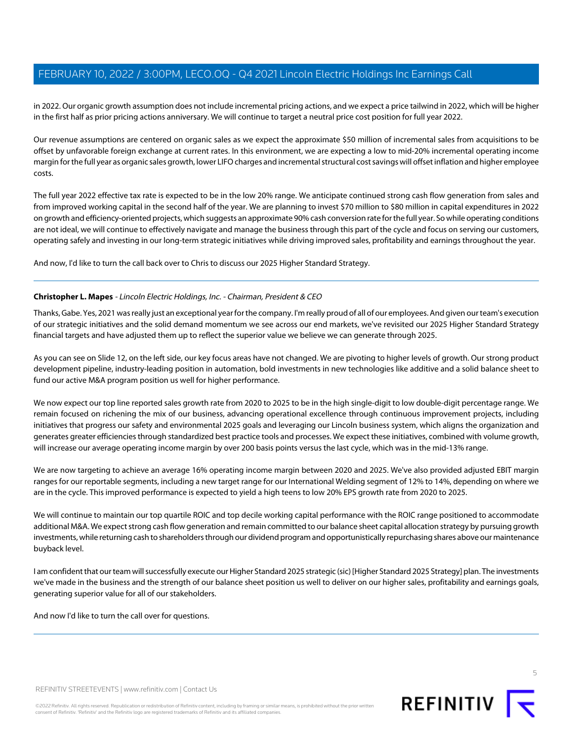in 2022. Our organic growth assumption does not include incremental pricing actions, and we expect a price tailwind in 2022, which will be higher in the first half as prior pricing actions anniversary. We will continue to target a neutral price cost position for full year 2022.

Our revenue assumptions are centered on organic sales as we expect the approximate $50 million of incremental sales from acquisitions to be offset by unfavorable foreign exchange at current rates. In this environment, we are expecting a low to mid-20% incremental operating income margin for the full year as organic sales growth, lower LIFO charges and incremental structural cost savings will offset inflation and higher employee costs.

The full year 2022 effective tax rate is expected to be in the low 20% range. We anticipate continued strong cash flow generation from sales and from improved working capital in the second half of the year. We are planning to invest $70 million to $80 million in capital expenditures in 2022 on growth and efficiency-oriented projects, which suggests an approximate 90% cash conversion rate for the full year. So while operating conditions are not ideal, we will continue to effectively navigate and manage the business through this part of the cycle and focus on serving our customers, operating safely and investing in our long-term strategic initiatives while driving improved sales, profitability and earnings throughout the year.

And now, I'd like to turn the call back over to Chris to discuss our 2025 Higher Standard Strategy.

---

**Christopher L. Mapes** - *Lincoln Electric Holdings, Inc. - Chairman, President & CEO*

Thanks, Gabe. Yes, 2021 was really just an exceptional year for the company. I'm really proud of all of our employees. And given our team's execution of our strategic initiatives and the solid demand momentum we see across our end markets, we've revisited our 2025 Higher Standard Strategy financial targets and have adjusted them up to reflect the superior value we believe we can generate through 2025.

As you can see on Slide 12, on the left side, our key focus areas have not changed. We are pivoting to higher levels of growth. Our strong product development pipeline, industry-leading position in automation, bold investments in new technologies like additive and a solid balance sheet to fund our active M&A program position us well for higher performance.

We now expect our top line reported sales growth rate from 2020 to 2025 to be in the high single-digit to low double-digit percentage range. We remain focused on richening the mix of our business, advancing operational excellence through continuous improvement projects, including initiatives that progress our safety and environmental 2025 goals and leveraging our Lincoln business system, which aligns the organization and generates greater efficiencies through standardized best practice tools and processes. We expect these initiatives, combined with volume growth, will increase our average operating income margin by over 200 basis points versus the last cycle, which was in the mid-13% range.

We are now targeting to achieve an average 16% operating income margin between 2020 and 2025. We've also provided adjusted EBIT margin ranges for our reportable segments, including a new target range for our International Welding segment of 12% to 14%, depending on where we are in the cycle. This improved performance is expected to yield a high teens to low 20% EPS growth rate from 2020 to 2025.

We will continue to maintain our top quartile ROIC and top decile working capital performance with the ROIC range positioned to accommodate additional M&A. We expect strong cash flow generation and remain committed to our balance sheet capital allocation strategy by pursuing growth investments, while returning cash to shareholders through our dividend program and opportunistically repurchasing shares above our maintenance buyback level.

I am confident that our team will successfully execute our Higher Standard 2025 strategic (sic) [Higher Standard 2025 Strategy] plan. The investments we've made in the business and the strength of our balance sheet position us well to deliver on our higher sales, profitability and earnings goals, generating superior value for all of our stakeholders.

And now I'd like to turn the call over for questions.

---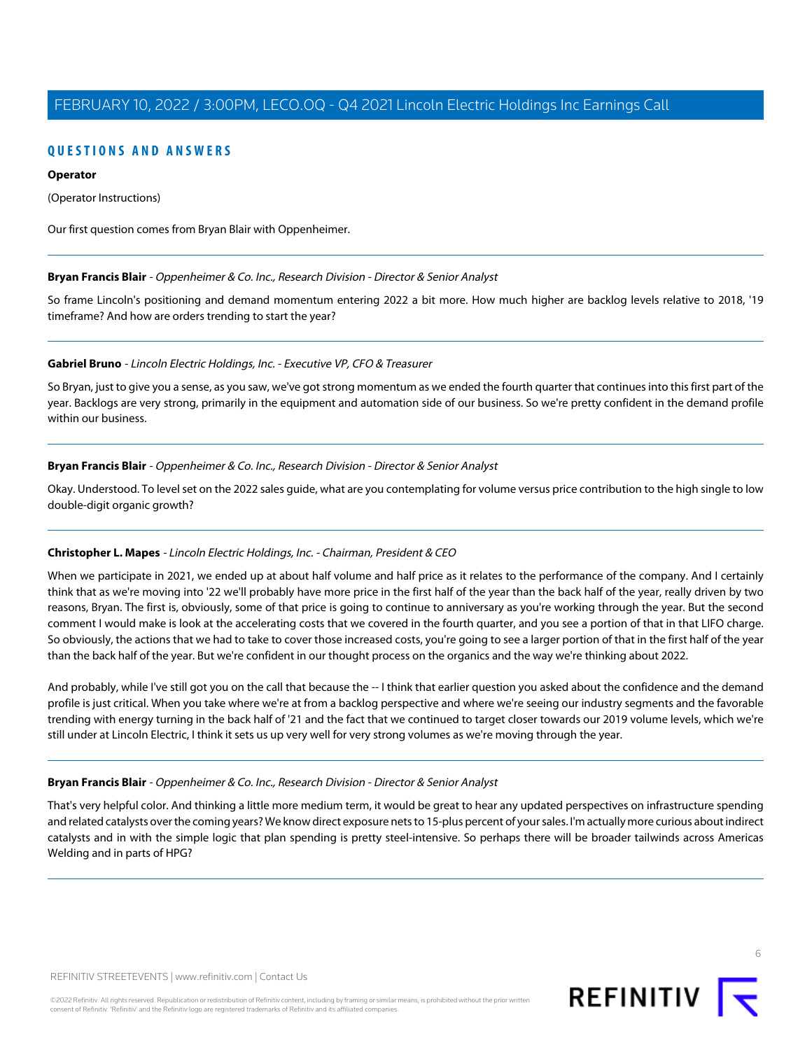## QUESTIONS AND ANSWERS

**Operator**

(Operator Instructions)

Our first question comes from Bryan Blair with Oppenheimer.

---

**Bryan Francis Blair** - *Oppenheimer & Co. Inc., Research Division - Director & Senior Analyst*

So frame Lincoln's positioning and demand momentum entering 2022 a bit more. How much higher are backlog levels relative to 2018, '19 timeframe? And how are orders trending to start the year?

---

**Gabriel Bruno** - *Lincoln Electric Holdings, Inc. - Executive VP, CFO & Treasurer*

So Bryan, just to give you a sense, as you saw, we've got strong momentum as we ended the fourth quarter that continues into this first part of the year. Backlogs are very strong, primarily in the equipment and automation side of our business. So we're pretty confident in the demand profile within our business.

---

**Bryan Francis Blair** - *Oppenheimer & Co. Inc., Research Division - Director & Senior Analyst*

Okay. Understood. To level set on the 2022 sales guide, what are you contemplating for volume versus price contribution to the high single to low double-digit organic growth?

---

**Christopher L. Mapes** - *Lincoln Electric Holdings, Inc. - Chairman, President & CEO*

When we participate in 2021, we ended up at about half volume and half price as it relates to the performance of the company. And I certainly think that as we're moving into '22 we'll probably have more price in the first half of the year than the back half of the year, really driven by two reasons, Bryan. The first is, obviously, some of that price is going to continue to anniversary as you're working through the year. But the second comment I would make is look at the accelerating costs that we covered in the fourth quarter, and you see a portion of that in that LIFO charge. So obviously, the actions that we had to take to cover those increased costs, you're going to see a larger portion of that in the first half of the year than the back half of the year. But we're confident in our thought process on the organics and the way we're thinking about 2022.

And probably, while I've still got you on the call that because the -- I think that earlier question you asked about the confidence and the demand profile is just critical. When you take where we're at from a backlog perspective and where we're seeing our industry segments and the favorable trending with energy turning in the back half of '21 and the fact that we continued to target closer towards our 2019 volume levels, which we're still under at Lincoln Electric, I think it sets us up very well for very strong volumes as we're moving through the year.

---

**Bryan Francis Blair** - *Oppenheimer & Co. Inc., Research Division - Director & Senior Analyst*

That's very helpful color. And thinking a little more medium term, it would be great to hear any updated perspectives on infrastructure spending and related catalysts over the coming years? We know direct exposure nets to 15-plus percent of your sales. I'm actually more curious about indirect catalysts and in with the simple logic that plan spending is pretty steel-intensive. So perhaps there will be broader tailwinds across Americas Welding and in parts of HPG?

---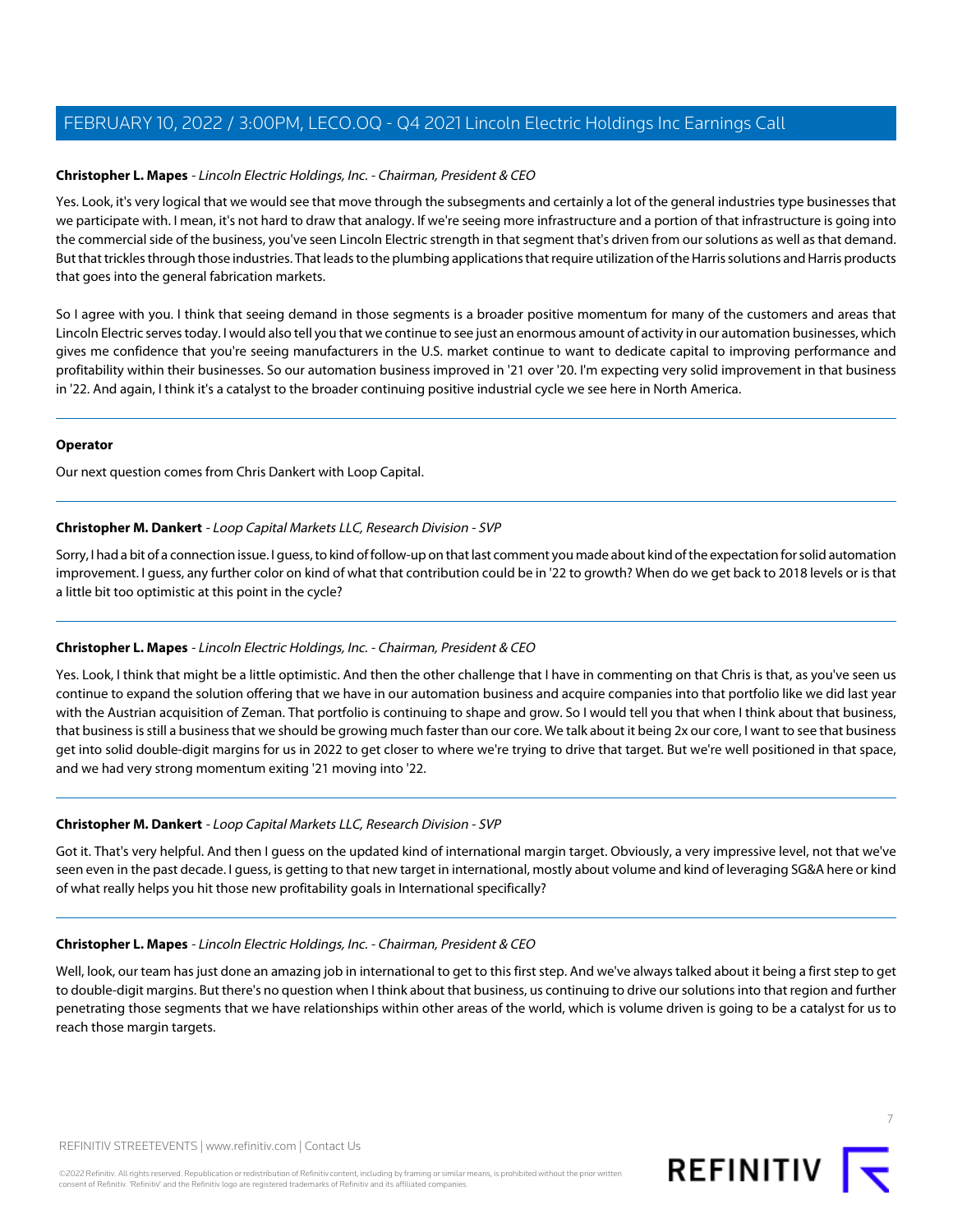**Christopher L. Mapes** - *Lincoln Electric Holdings, Inc. - Chairman, President & CEO*

Yes. Look, it's very logical that we would see that move through the subsegments and certainly a lot of the general industries type businesses that we participate with. I mean, it's not hard to draw that analogy. If we're seeing more infrastructure and a portion of that infrastructure is going into the commercial side of the business, you've seen Lincoln Electric strength in that segment that's driven from our solutions as well as that demand. But that trickles through those industries. That leads to the plumbing applications that require utilization of the Harris solutions and Harris products that goes into the general fabrication markets.

So I agree with you. I think that seeing demand in those segments is a broader positive momentum for many of the customers and areas that Lincoln Electric serves today. I would also tell you that we continue to see just an enormous amount of activity in our automation businesses, which gives me confidence that you're seeing manufacturers in the U.S. market continue to want to dedicate capital to improving performance and profitability within their businesses. So our automation business improved in '21 over '20. I'm expecting very solid improvement in that business in '22. And again, I think it's a catalyst to the broader continuing positive industrial cycle we see here in North America.

---

**Operator**

Our next question comes from Chris Dankert with Loop Capital.

---

**Christopher M. Dankert** - *Loop Capital Markets LLC, Research Division - SVP*

Sorry, I had a bit of a connection issue. I guess, to kind of follow-up on that last comment you made about kind of the expectation for solid automation improvement. I guess, any further color on kind of what that contribution could be in '22 to growth? When do we get back to 2018 levels or is that a little bit too optimistic at this point in the cycle?

---

**Christopher L. Mapes** - *Lincoln Electric Holdings, Inc. - Chairman, President & CEO*

Yes. Look, I think that might be a little optimistic. And then the other challenge that I have in commenting on that Chris is that, as you've seen us continue to expand the solution offering that we have in our automation business and acquire companies into that portfolio like we did last year with the Austrian acquisition of Zeman. That portfolio is continuing to shape and grow. So I would tell you that when I think about that business, that business is still a business that we should be growing much faster than our core. We talk about it being 2x our core, I want to see that business get into solid double-digit margins for us in 2022 to get closer to where we're trying to drive that target. But we're well positioned in that space, and we had very strong momentum exiting '21 moving into '22.

---

**Christopher M. Dankert** - *Loop Capital Markets LLC, Research Division - SVP*

Got it. That's very helpful. And then I guess on the updated kind of international margin target. Obviously, a very impressive level, not that we've seen even in the past decade. I guess, is getting to that new target in international, mostly about volume and kind of leveraging SG&A here or kind of what really helps you hit those new profitability goals in International specifically?

---

**Christopher L. Mapes** - *Lincoln Electric Holdings, Inc. - Chairman, President & CEO*

Well, look, our team has just done an amazing job in international to get to this first step. And we've always talked about it being a first step to get to double-digit margins. But there's no question when I think about that business, us continuing to drive our solutions into that region and further penetrating those segments that we have relationships within other areas of the world, which is volume driven is going to be a catalyst for us to reach those margin targets.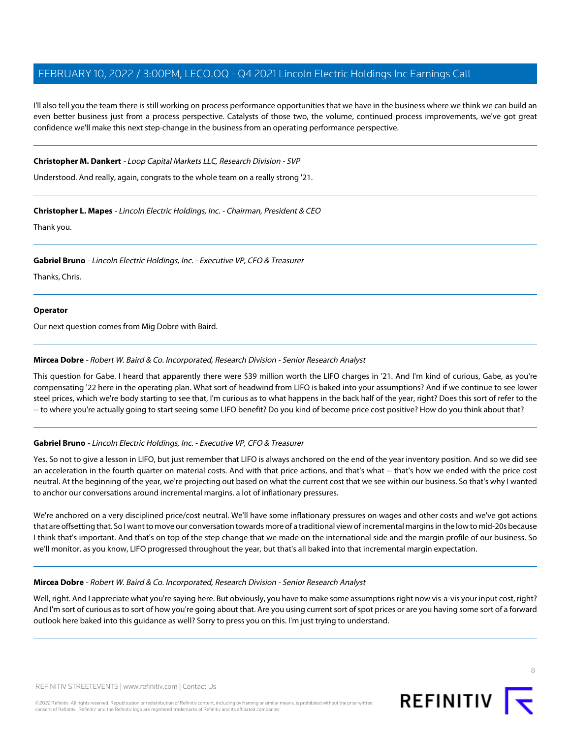I'll also tell you the team there is still working on process performance opportunities that we have in the business where we think we can build an even better business just from a process perspective. Catalysts of those two, the volume, continued process improvements, we've got great confidence we'll make this next step-change in the business from an operating performance perspective.

---

**Christopher M. Dankert** - *Loop Capital Markets LLC, Research Division - SVP*

Understood. And really, again, congrats to the whole team on a really strong '21.

---

**Christopher L. Mapes** - *Lincoln Electric Holdings, Inc. - Chairman, President & CEO*

Thank you.

---

**Gabriel Bruno** - *Lincoln Electric Holdings, Inc. - Executive VP, CFO & Treasurer*

Thanks, Chris.

---

**Operator**

Our next question comes from Mig Dobre with Baird.

---

**Mircea Dobre** - *Robert W. Baird & Co. Incorporated, Research Division - Senior Research Analyst*

This question for Gabe. I heard that apparently there were $39 million worth the LIFO charges in '21. And I'm kind of curious, Gabe, as you're compensating '22 here in the operating plan. What sort of headwind from LIFO is baked into your assumptions? And if we continue to see lower steel prices, which we're body starting to see that, I'm curious as to what happens in the back half of the year, right? Does this sort of refer to the -- to where you're actually going to start seeing some LIFO benefit? Do you kind of become price cost positive? How do you think about that?

---

**Gabriel Bruno** - *Lincoln Electric Holdings, Inc. - Executive VP, CFO & Treasurer*

Yes. So not to give a lesson in LIFO, but just remember that LIFO is always anchored on the end of the year inventory position. And so we did see an acceleration in the fourth quarter on material costs. And with that price actions, and that's what -- that's how we ended with the price cost neutral. At the beginning of the year, we're projecting out based on what the current cost that we see within our business. So that's why I wanted to anchor our conversations around incremental margins. a lot of inflationary pressures.

We're anchored on a very disciplined price/cost neutral. We'll have some inflationary pressures on wages and other costs and we've got actions that are offsetting that. So I want to move our conversation towards more of a traditional view of incremental margins in the low to mid-20s because I think that's important. And that's on top of the step change that we made on the international side and the margin profile of our business. So we'll monitor, as you know, LIFO progressed throughout the year, but that's all baked into that incremental margin expectation.

---

**Mircea Dobre** - *Robert W. Baird & Co. Incorporated, Research Division - Senior Research Analyst*

Well, right. And I appreciate what you're saying here. But obviously, you have to make some assumptions right now vis-a-vis your input cost, right? And I'm sort of curious as to sort of how you're going about that. Are you using current sort of spot prices or are you having some sort of a forward outlook here baked into this guidance as well? Sorry to press you on this. I'm just trying to understand.

---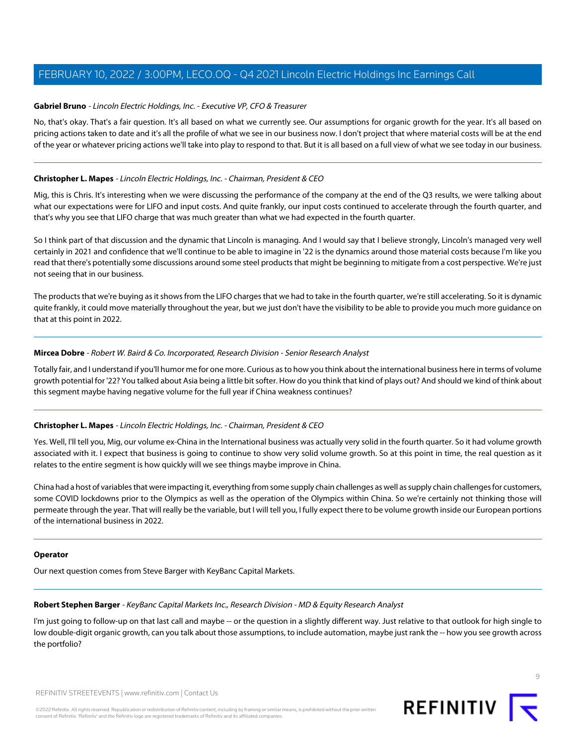**Gabriel Bruno** - *Lincoln Electric Holdings, Inc. - Executive VP, CFO & Treasurer*

No, that's okay. That's a fair question. It's all based on what we currently see. Our assumptions for organic growth for the year. It's all based on pricing actions taken to date and it's all the profile of what we see in our business now. I don't project that where material costs will be at the end of the year or whatever pricing actions we'll take into play to respond to that. But it is all based on a full view of what we see today in our business.

---

**Christopher L. Mapes** - *Lincoln Electric Holdings, Inc. - Chairman, President & CEO*

Mig, this is Chris. It's interesting when we were discussing the performance of the company at the end of the Q3 results, we were talking about what our expectations were for LIFO and input costs. And quite frankly, our input costs continued to accelerate through the fourth quarter, and that's why you see that LIFO charge that was much greater than what we had expected in the fourth quarter.

So I think part of that discussion and the dynamic that Lincoln is managing. And I would say that I believe strongly, Lincoln's managed very well certainly in 2021 and confidence that we'll continue to be able to imagine in '22 is the dynamics around those material costs because I'm like you read that there's potentially some discussions around some steel products that might be beginning to mitigate from a cost perspective. We're just not seeing that in our business.

The products that we're buying as it shows from the LIFO charges that we had to take in the fourth quarter, we're still accelerating. So it is dynamic quite frankly, it could move materially throughout the year, but we just don't have the visibility to be able to provide you much more guidance on that at this point in 2022.

---

**Mircea Dobre** - *Robert W. Baird & Co. Incorporated, Research Division - Senior Research Analyst*

Totally fair, and I understand if you'll humor me for one more. Curious as to how you think about the international business here in terms of volume growth potential for '22? You talked about Asia being a little bit softer. How do you think that kind of plays out? And should we kind of think about this segment maybe having negative volume for the full year if China weakness continues?

---

**Christopher L. Mapes** - *Lincoln Electric Holdings, Inc. - Chairman, President & CEO*

Yes. Well, I'll tell you, Mig, our volume ex-China in the International business was actually very solid in the fourth quarter. So it had volume growth associated with it. I expect that business is going to continue to show very solid volume growth. So at this point in time, the real question as it relates to the entire segment is how quickly will we see things maybe improve in China.

China had a host of variables that were impacting it, everything from some supply chain challenges as well as supply chain challenges for customers, some COVID lockdowns prior to the Olympics as well as the operation of the Olympics within China. So we're certainly not thinking those will permeate through the year. That will really be the variable, but I will tell you, I fully expect there to be volume growth inside our European portions of the international business in 2022.

---

**Operator**

Our next question comes from Steve Barger with KeyBanc Capital Markets.

---

**Robert Stephen Barger** - *KeyBanc Capital Markets Inc., Research Division - MD & Equity Research Analyst*

I'm just going to follow-up on that last call and maybe -- or the question in a slightly different way. Just relative to that outlook for high single to low double-digit organic growth, can you talk about those assumptions, to include automation, maybe just rank the -- how you see growth across the portfolio?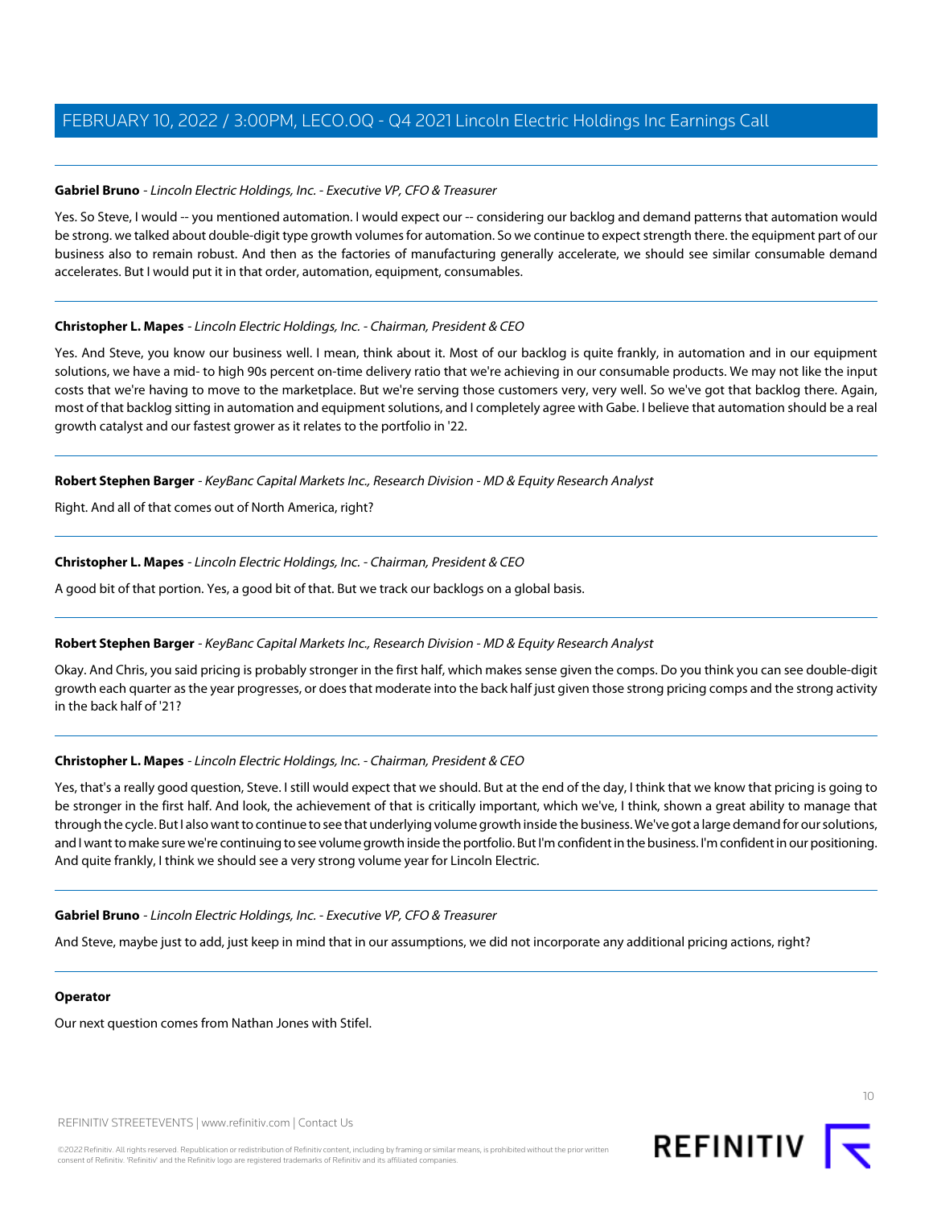**Gabriel Bruno** - *Lincoln Electric Holdings, Inc. - Executive VP, CFO & Treasurer*

Yes. So Steve, I would -- you mentioned automation. I would expect our -- considering our backlog and demand patterns that automation would be strong. we talked about double-digit type growth volumes for automation. So we continue to expect strength there. the equipment part of our business also to remain robust. And then as the factories of manufacturing generally accelerate, we should see similar consumable demand accelerates. But I would put it in that order, automation, equipment, consumables.

---

**Christopher L. Mapes** - *Lincoln Electric Holdings, Inc. - Chairman, President & CEO*

Yes. And Steve, you know our business well. I mean, think about it. Most of our backlog is quite frankly, in automation and in our equipment solutions, we have a mid- to high 90s percent on-time delivery ratio that we're achieving in our consumable products. We may not like the input costs that we're having to move to the marketplace. But we're serving those customers very, very well. So we've got that backlog there. Again, most of that backlog sitting in automation and equipment solutions, and I completely agree with Gabe. I believe that automation should be a real growth catalyst and our fastest grower as it relates to the portfolio in '22.

---

**Robert Stephen Barger** - *KeyBanc Capital Markets Inc., Research Division - MD & Equity Research Analyst*

Right. And all of that comes out of North America, right?

---

**Christopher L. Mapes** - *Lincoln Electric Holdings, Inc. - Chairman, President & CEO*

A good bit of that portion. Yes, a good bit of that. But we track our backlogs on a global basis.

---

**Robert Stephen Barger** - *KeyBanc Capital Markets Inc., Research Division - MD & Equity Research Analyst*

Okay. And Chris, you said pricing is probably stronger in the first half, which makes sense given the comps. Do you think you can see double-digit growth each quarter as the year progresses, or does that moderate into the back half just given those strong pricing comps and the strong activity in the back half of '21?

---

**Christopher L. Mapes** - *Lincoln Electric Holdings, Inc. - Chairman, President & CEO*

Yes, that's a really good question, Steve. I still would expect that we should. But at the end of the day, I think that we know that pricing is going to be stronger in the first half. And look, the achievement of that is critically important, which we've, I think, shown a great ability to manage that through the cycle. But I also want to continue to see that underlying volume growth inside the business. We've got a large demand for our solutions, and I want to make sure we're continuing to see volume growth inside the portfolio. But I'm confident in the business. I'm confident in our positioning. And quite frankly, I think we should see a very strong volume year for Lincoln Electric.

---

**Gabriel Bruno** - *Lincoln Electric Holdings, Inc. - Executive VP, CFO & Treasurer*

And Steve, maybe just to add, just keep in mind that in our assumptions, we did not incorporate any additional pricing actions, right?

---

**Operator**

Our next question comes from Nathan Jones with Stifel.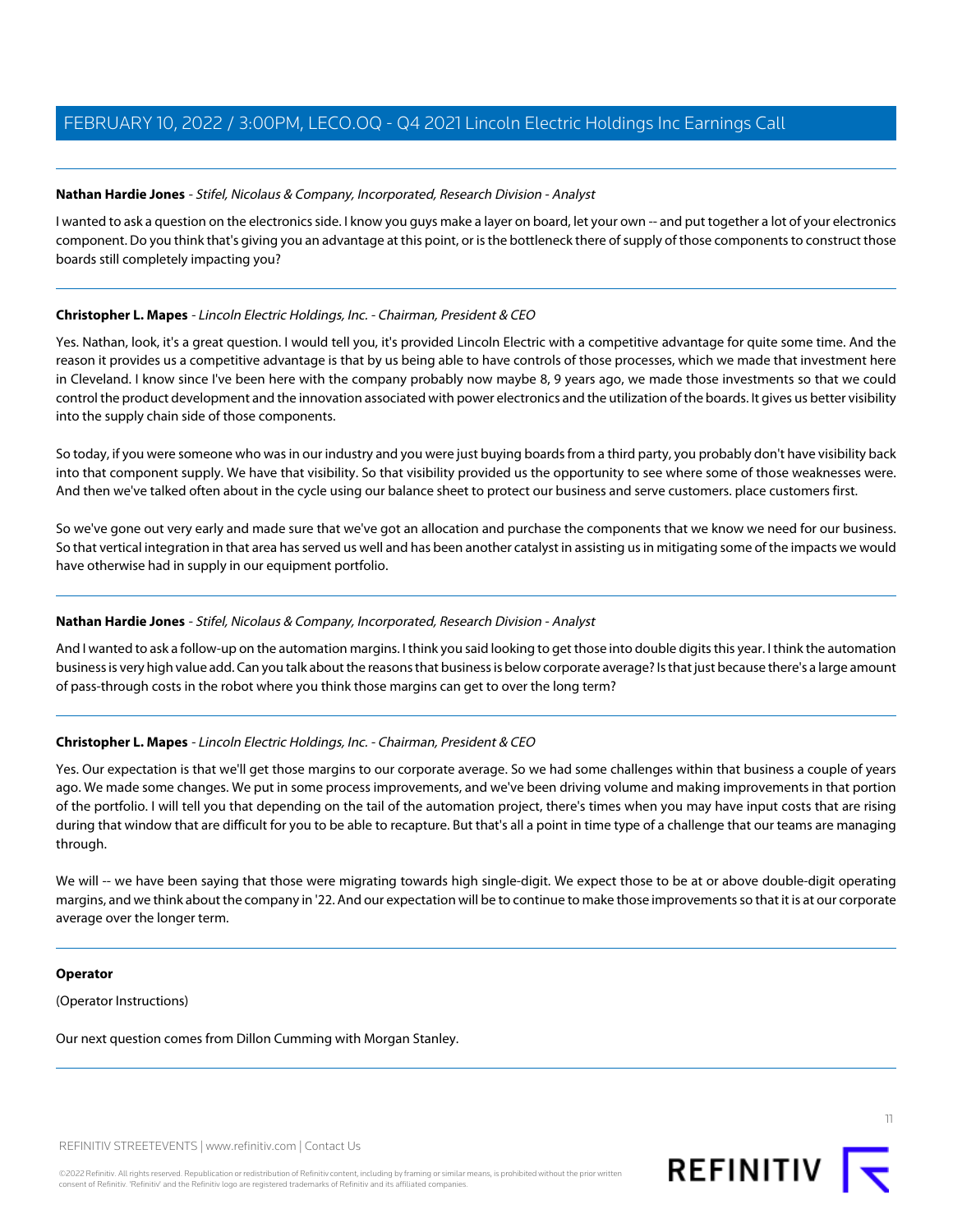**Nathan Hardie Jones** - *Stifel, Nicolaus & Company, Incorporated, Research Division - Analyst*

I wanted to ask a question on the electronics side. I know you guys make a layer on board, let your own -- and put together a lot of your electronics component. Do you think that's giving you an advantage at this point, or is the bottleneck there of supply of those components to construct those boards still completely impacting you?

---

**Christopher L. Mapes** - *Lincoln Electric Holdings, Inc. - Chairman, President & CEO*

Yes. Nathan, look, it's a great question. I would tell you, it's provided Lincoln Electric with a competitive advantage for quite some time. And the reason it provides us a competitive advantage is that by us being able to have controls of those processes, which we made that investment here in Cleveland. I know since I've been here with the company probably now maybe 8, 9 years ago, we made those investments so that we could control the product development and the innovation associated with power electronics and the utilization of the boards. It gives us better visibility into the supply chain side of those components.

So today, if you were someone who was in our industry and you were just buying boards from a third party, you probably don't have visibility back into that component supply. We have that visibility. So that visibility provided us the opportunity to see where some of those weaknesses were. And then we've talked often about in the cycle using our balance sheet to protect our business and serve customers. place customers first.

So we've gone out very early and made sure that we've got an allocation and purchase the components that we know we need for our business. So that vertical integration in that area has served us well and has been another catalyst in assisting us in mitigating some of the impacts we would have otherwise had in supply in our equipment portfolio.

---

**Nathan Hardie Jones** - *Stifel, Nicolaus & Company, Incorporated, Research Division - Analyst*

And I wanted to ask a follow-up on the automation margins. I think you said looking to get those into double digits this year. I think the automation business is very high value add. Can you talk about the reasons that business is below corporate average? Is that just because there's a large amount of pass-through costs in the robot where you think those margins can get to over the long term?

---

**Christopher L. Mapes** - *Lincoln Electric Holdings, Inc. - Chairman, President & CEO*

Yes. Our expectation is that we'll get those margins to our corporate average. So we had some challenges within that business a couple of years ago. We made some changes. We put in some process improvements, and we've been driving volume and making improvements in that portion of the portfolio. I will tell you that depending on the tail of the automation project, there's times when you may have input costs that are rising during that window that are difficult for you to be able to recapture. But that's all a point in time type of a challenge that our teams are managing through.

We will -- we have been saying that those were migrating towards high single-digit. We expect those to be at or above double-digit operating margins, and we think about the company in '22. And our expectation will be to continue to make those improvements so that it is at our corporate average over the longer term.

---

**Operator**

(Operator Instructions)

Our next question comes from Dillon Cumming with Morgan Stanley.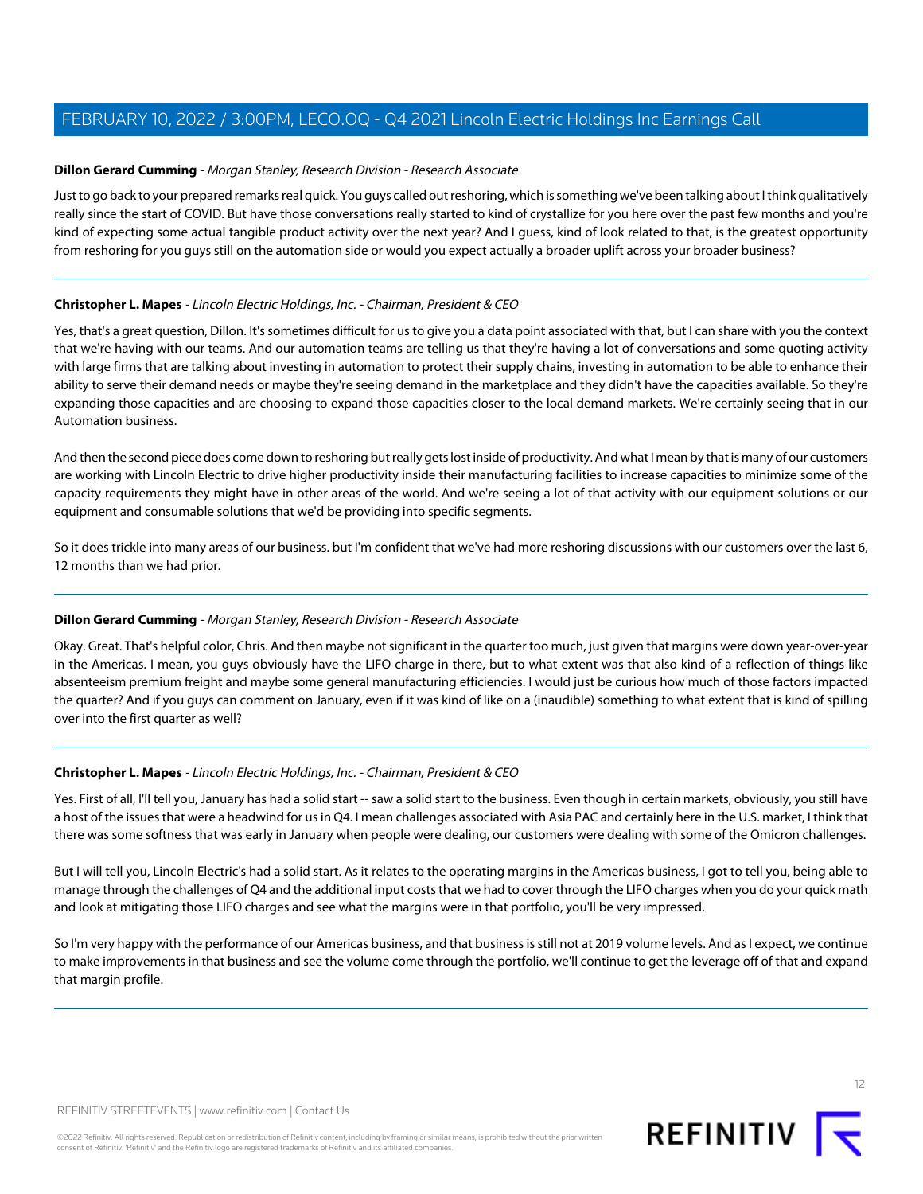**Dillon Gerard Cumming** - *Morgan Stanley, Research Division - Research Associate*

Just to go back to your prepared remarks real quick. You guys called out reshoring, which is something we've been talking about I think qualitatively really since the start of COVID. But have those conversations really started to kind of crystallize for you here over the past few months and you're kind of expecting some actual tangible product activity over the next year? And I guess, kind of look related to that, is the greatest opportunity from reshoring for you guys still on the automation side or would you expect actually a broader uplift across your broader business?

---

**Christopher L. Mapes** - *Lincoln Electric Holdings, Inc. - Chairman, President & CEO*

Yes, that's a great question, Dillon. It's sometimes difficult for us to give you a data point associated with that, but I can share with you the context that we're having with our teams. And our automation teams are telling us that they're having a lot of conversations and some quoting activity with large firms that are talking about investing in automation to protect their supply chains, investing in automation to be able to enhance their ability to serve their demand needs or maybe they're seeing demand in the marketplace and they didn't have the capacities available. So they're expanding those capacities and are choosing to expand those capacities closer to the local demand markets. We're certainly seeing that in our Automation business.

And then the second piece does come down to reshoring but really gets lost inside of productivity. And what I mean by that is many of our customers are working with Lincoln Electric to drive higher productivity inside their manufacturing facilities to increase capacities to minimize some of the capacity requirements they might have in other areas of the world. And we're seeing a lot of that activity with our equipment solutions or our equipment and consumable solutions that we'd be providing into specific segments.

So it does trickle into many areas of our business. but I'm confident that we've had more reshoring discussions with our customers over the last 6, 12 months than we had prior.

---

**Dillon Gerard Cumming** - *Morgan Stanley, Research Division - Research Associate*

Okay. Great. That's helpful color, Chris. And then maybe not significant in the quarter too much, just given that margins were down year-over-year in the Americas. I mean, you guys obviously have the LIFO charge in there, but to what extent was that also kind of a reflection of things like absenteeism premium freight and maybe some general manufacturing efficiencies. I would just be curious how much of those factors impacted the quarter? And if you guys can comment on January, even if it was kind of like on a (inaudible) something to what extent that is kind of spilling over into the first quarter as well?

---

**Christopher L. Mapes** - *Lincoln Electric Holdings, Inc. - Chairman, President & CEO*

Yes. First of all, I'll tell you, January has had a solid start -- saw a solid start to the business. Even though in certain markets, obviously, you still have a host of the issues that were a headwind for us in Q4. I mean challenges associated with Asia PAC and certainly here in the U.S. market, I think that there was some softness that was early in January when people were dealing, our customers were dealing with some of the Omicron challenges.

But I will tell you, Lincoln Electric's had a solid start. As it relates to the operating margins in the Americas business, I got to tell you, being able to manage through the challenges of Q4 and the additional input costs that we had to cover through the LIFO charges when you do your quick math and look at mitigating those LIFO charges and see what the margins were in that portfolio, you'll be very impressed.

So I'm very happy with the performance of our Americas business, and that business is still not at 2019 volume levels. And as I expect, we continue to make improvements in that business and see the volume come through the portfolio, we'll continue to get the leverage off of that and expand that margin profile.

---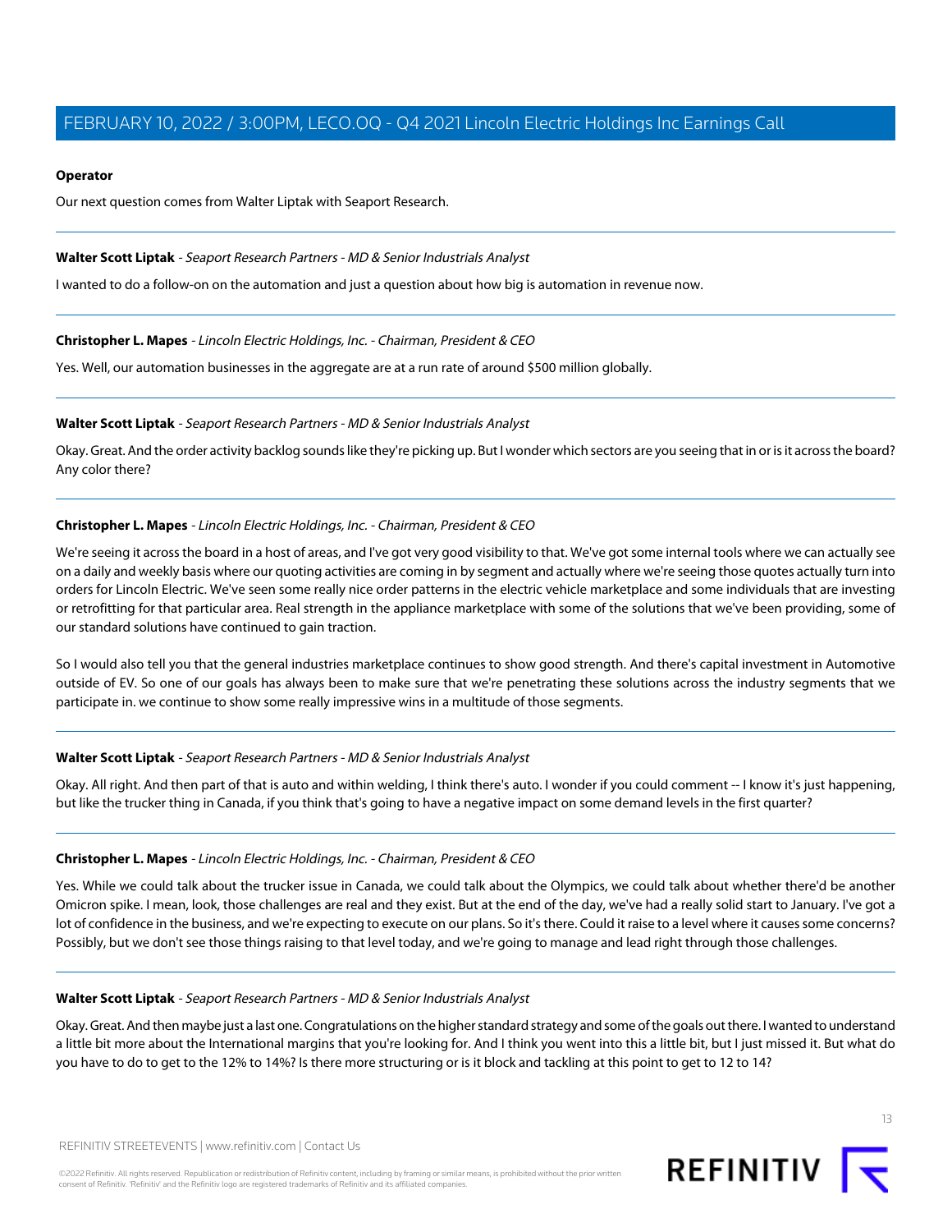**Operator**

Our next question comes from Walter Liptak with Seaport Research.

---

**Walter Scott Liptak** - *Seaport Research Partners - MD & Senior Industrials Analyst*

I wanted to do a follow-on on the automation and just a question about how big is automation in revenue now.

---

**Christopher L. Mapes** - *Lincoln Electric Holdings, Inc. - Chairman, President & CEO*

Yes. Well, our automation businesses in the aggregate are at a run rate of around $500 million globally.

---

**Walter Scott Liptak** - *Seaport Research Partners - MD & Senior Industrials Analyst*

Okay. Great. And the order activity backlog sounds like they're picking up. But I wonder which sectors are you seeing that in or is it across the board? Any color there?

---

**Christopher L. Mapes** - *Lincoln Electric Holdings, Inc. - Chairman, President & CEO*

We're seeing it across the board in a host of areas, and I've got very good visibility to that. We've got some internal tools where we can actually see on a daily and weekly basis where our quoting activities are coming in by segment and actually where we're seeing those quotes actually turn into orders for Lincoln Electric. We've seen some really nice order patterns in the electric vehicle marketplace and some individuals that are investing or retrofitting for that particular area. Real strength in the appliance marketplace with some of the solutions that we've been providing, some of our standard solutions have continued to gain traction.

So I would also tell you that the general industries marketplace continues to show good strength. And there's capital investment in Automotive outside of EV. So one of our goals has always been to make sure that we're penetrating these solutions across the industry segments that we participate in. we continue to show some really impressive wins in a multitude of those segments.

---

**Walter Scott Liptak** - *Seaport Research Partners - MD & Senior Industrials Analyst*

Okay. All right. And then part of that is auto and within welding, I think there's auto. I wonder if you could comment -- I know it's just happening, but like the trucker thing in Canada, if you think that's going to have a negative impact on some demand levels in the first quarter?

---

**Christopher L. Mapes** - *Lincoln Electric Holdings, Inc. - Chairman, President & CEO*

Yes. While we could talk about the trucker issue in Canada, we could talk about the Olympics, we could talk about whether there'd be another Omicron spike. I mean, look, those challenges are real and they exist. But at the end of the day, we've had a really solid start to January. I've got a lot of confidence in the business, and we're expecting to execute on our plans. So it's there. Could it raise to a level where it causes some concerns? Possibly, but we don't see those things raising to that level today, and we're going to manage and lead right through those challenges.

---

**Walter Scott Liptak** - *Seaport Research Partners - MD & Senior Industrials Analyst*

Okay. Great. And then maybe just a last one. Congratulations on the higher standard strategy and some of the goals out there. I wanted to understand a little bit more about the International margins that you're looking for. And I think you went into this a little bit, but I just missed it. But what do you have to do to get to the 12% to 14%? Is there more structuring or is it block and tackling at this point to get to 12 to 14?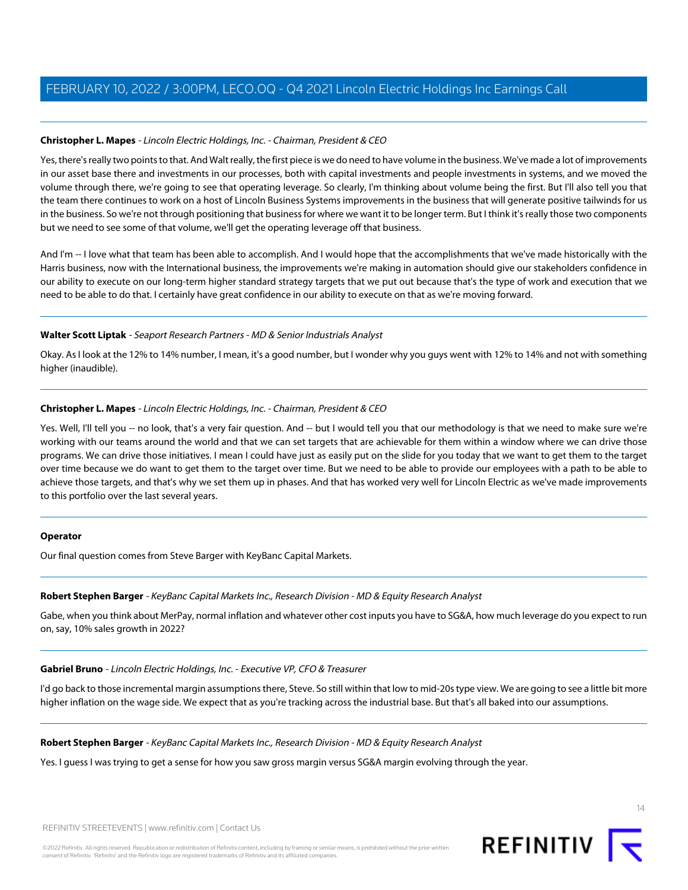**Christopher L. Mapes** - *Lincoln Electric Holdings, Inc. - Chairman, President & CEO*

Yes, there's really two points to that. And Walt really, the first piece is we do need to have volume in the business. We've made a lot of improvements in our asset base there and investments in our processes, both with capital investments and people investments in systems, and we moved the volume through there, we're going to see that operating leverage. So clearly, I'm thinking about volume being the first. But I'll also tell you that the team there continues to work on a host of Lincoln Business Systems improvements in the business that will generate positive tailwinds for us in the business. So we're not through positioning that business for where we want it to be longer term. But I think it's really those two components but we need to see some of that volume, we'll get the operating leverage off that business.

And I'm -- I love what that team has been able to accomplish. And I would hope that the accomplishments that we've made historically with the Harris business, now with the International business, the improvements we're making in automation should give our stakeholders confidence in our ability to execute on our long-term higher standard strategy targets that we put out because that's the type of work and execution that we need to be able to do that. I certainly have great confidence in our ability to execute on that as we're moving forward.

---

**Walter Scott Liptak** - *Seaport Research Partners - MD & Senior Industrials Analyst*

Okay. As I look at the 12% to 14% number, I mean, it's a good number, but I wonder why you guys went with 12% to 14% and not with something higher (inaudible).

---

**Christopher L. Mapes** - *Lincoln Electric Holdings, Inc. - Chairman, President & CEO*

Yes. Well, I'll tell you -- no look, that's a very fair question. And -- but I would tell you that our methodology is that we need to make sure we're working with our teams around the world and that we can set targets that are achievable for them within a window where we can drive those programs. We can drive those initiatives. I mean I could have just as easily put on the slide for you today that we want to get them to the target over time because we do want to get them to the target over time. But we need to be able to provide our employees with a path to be able to achieve those targets, and that's why we set them up in phases. And that has worked very well for Lincoln Electric as we've made improvements to this portfolio over the last several years.

---

**Operator**

Our final question comes from Steve Barger with KeyBanc Capital Markets.

---

**Robert Stephen Barger** - *KeyBanc Capital Markets Inc., Research Division - MD & Equity Research Analyst*

Gabe, when you think about MerPay, normal inflation and whatever other cost inputs you have to SG&A, how much leverage do you expect to run on, say, 10% sales growth in 2022?

---

**Gabriel Bruno** - *Lincoln Electric Holdings, Inc. - Executive VP, CFO & Treasurer*

I'd go back to those incremental margin assumptions there, Steve. So still within that low to mid-20s type view. We are going to see a little bit more higher inflation on the wage side. We expect that as you're tracking across the industrial base. But that's all baked into our assumptions.

---

**Robert Stephen Barger** - *KeyBanc Capital Markets Inc., Research Division - MD & Equity Research Analyst*

Yes. I guess I was trying to get a sense for how you saw gross margin versus SG&A margin evolving through the year.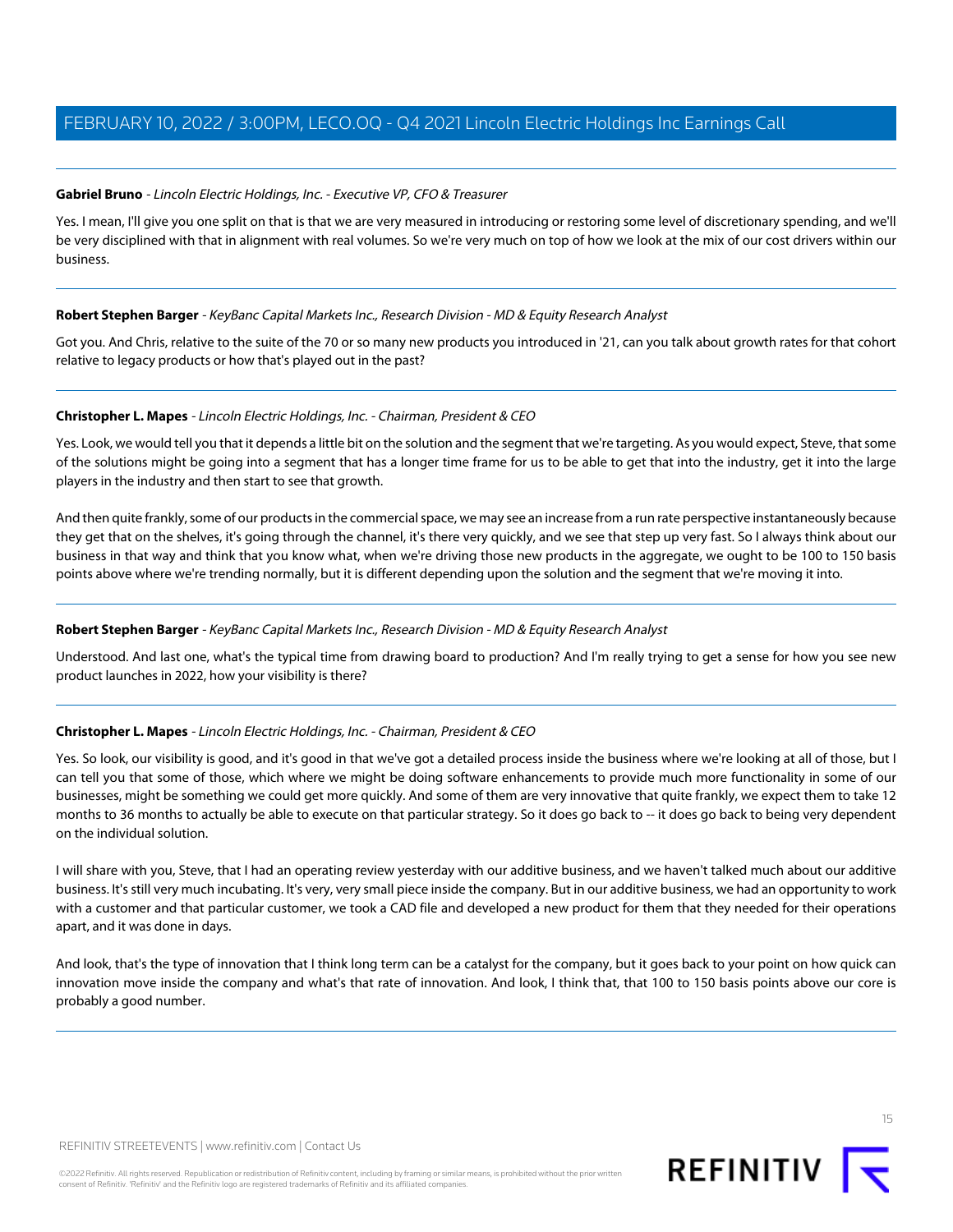**Gabriel Bruno** - *Lincoln Electric Holdings, Inc. - Executive VP, CFO & Treasurer*

Yes. I mean, I'll give you one split on that is that we are very measured in introducing or restoring some level of discretionary spending, and we'll be very disciplined with that in alignment with real volumes. So we're very much on top of how we look at the mix of our cost drivers within our business.

---

**Robert Stephen Barger** - *KeyBanc Capital Markets Inc., Research Division - MD & Equity Research Analyst*

Got you. And Chris, relative to the suite of the 70 or so many new products you introduced in '21, can you talk about growth rates for that cohort relative to legacy products or how that's played out in the past?

---

**Christopher L. Mapes** - *Lincoln Electric Holdings, Inc. - Chairman, President & CEO*

Yes. Look, we would tell you that it depends a little bit on the solution and the segment that we're targeting. As you would expect, Steve, that some of the solutions might be going into a segment that has a longer time frame for us to be able to get that into the industry, get it into the large players in the industry and then start to see that growth.

And then quite frankly, some of our products in the commercial space, we may see an increase from a run rate perspective instantaneously because they get that on the shelves, it's going through the channel, it's there very quickly, and we see that step up very fast. So I always think about our business in that way and think that you know what, when we're driving those new products in the aggregate, we ought to be 100 to 150 basis points above where we're trending normally, but it is different depending upon the solution and the segment that we're moving it into.

---

**Robert Stephen Barger** - *KeyBanc Capital Markets Inc., Research Division - MD & Equity Research Analyst*

Understood. And last one, what's the typical time from drawing board to production? And I'm really trying to get a sense for how you see new product launches in 2022, how your visibility is there?

---

**Christopher L. Mapes** - *Lincoln Electric Holdings, Inc. - Chairman, President & CEO*

Yes. So look, our visibility is good, and it's good in that we've got a detailed process inside the business where we're looking at all of those, but I can tell you that some of those, which where we might be doing software enhancements to provide much more functionality in some of our businesses, might be something we could get more quickly. And some of them are very innovative that quite frankly, we expect them to take 12 months to 36 months to actually be able to execute on that particular strategy. So it does go back to -- it does go back to being very dependent on the individual solution.

I will share with you, Steve, that I had an operating review yesterday with our additive business, and we haven't talked much about our additive business. It's still very much incubating. It's very, very small piece inside the company. But in our additive business, we had an opportunity to work with a customer and that particular customer, we took a CAD file and developed a new product for them that they needed for their operations apart, and it was done in days.

And look, that's the type of innovation that I think long term can be a catalyst for the company, but it goes back to your point on how quick can innovation move inside the company and what's that rate of innovation. And look, I think that, that 100 to 150 basis points above our core is probably a good number.

---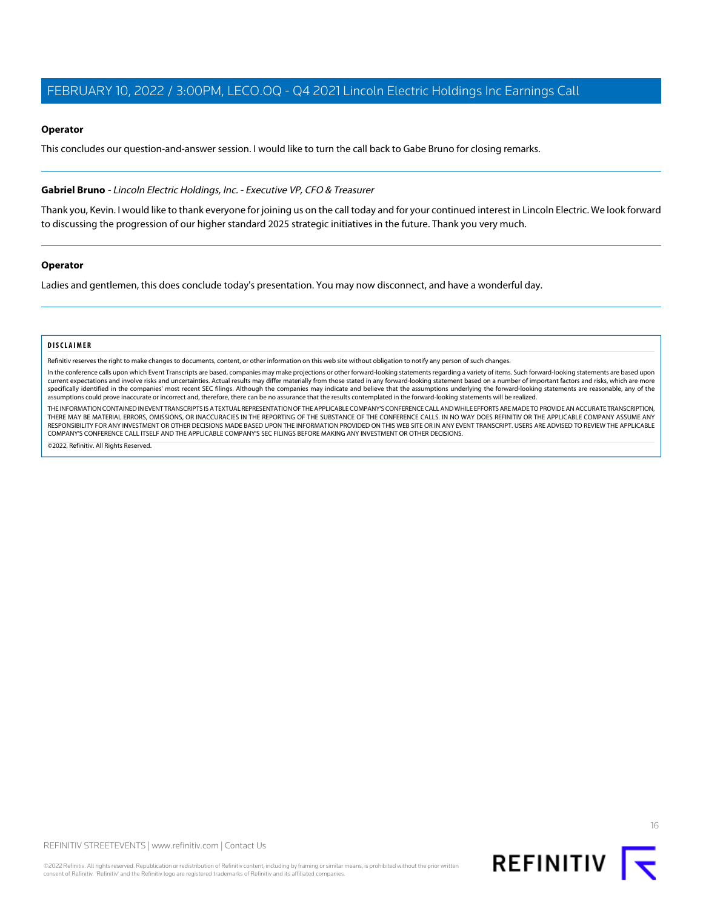**Operator**

This concludes our question-and-answer session. I would like to turn the call back to Gabe Bruno for closing remarks.

---

**Gabriel Bruno** - *Lincoln Electric Holdings, Inc. - Executive VP, CFO & Treasurer*

Thank you, Kevin. I would like to thank everyone for joining us on the call today and for your continued interest in Lincoln Electric. We look forward to discussing the progression of our higher standard 2025 strategic initiatives in the future. Thank you very much.

---

**Operator**

Ladies and gentlemen, this does conclude today's presentation. You may now disconnect, and have a wonderful day.

---

**DISCLAIMER**

Refinitiv reserves the right to make changes to documents, content, or other information on this web site without obligation to notify any person of such changes.

In the conference calls upon which Event Transcripts are based, companies may make projections or other forward-looking statements regarding a variety of items. Such forward-looking statements are based upon current expectations and involve risks and uncertainties. Actual results may differ materially from those stated in any forward-looking statement based on a number of important factors and risks, which are more specifically identified in the companies' most recent SEC filings. Although the companies may indicate and believe that the assumptions underlying the forward-looking statements are reasonable, any of the assumptions could prove inaccurate or incorrect and, therefore, there can be no assurance that the results contemplated in the forward-looking statements will be realized.

THE INFORMATION CONTAINED IN EVENT TRANSCRIPTS IS A TEXTUAL REPRESENTATION OF THE APPLICABLE COMPANY'S CONFERENCE CALL AND WHILE EFFORTS ARE MADE TO PROVIDE AN ACCURATE TRANSCRIPTION, THERE MAY BE MATERIAL ERRORS, OMISSIONS, OR INACCURACIES IN THE REPORTING OF THE SUBSTANCE OF THE CONFERENCE CALLS. IN NO WAY DOES REFINITIV OR THE APPLICABLE COMPANY ASSUME ANY RESPONSIBILITY FOR ANY INVESTMENT OR OTHER DECISIONS MADE BASED UPON THE INFORMATION PROVIDED ON THIS WEB SITE OR IN ANY EVENT TRANSCRIPT. USERS ARE ADVISED TO REVIEW THE APPLICABLE COMPANY'S CONFERENCE CALL ITSELF AND THE APPLICABLE COMPANY'S SEC FILINGS BEFORE MAKING ANY INVESTMENT OR OTHER DECISIONS.

©2022, Refinitiv. All Rights Reserved.